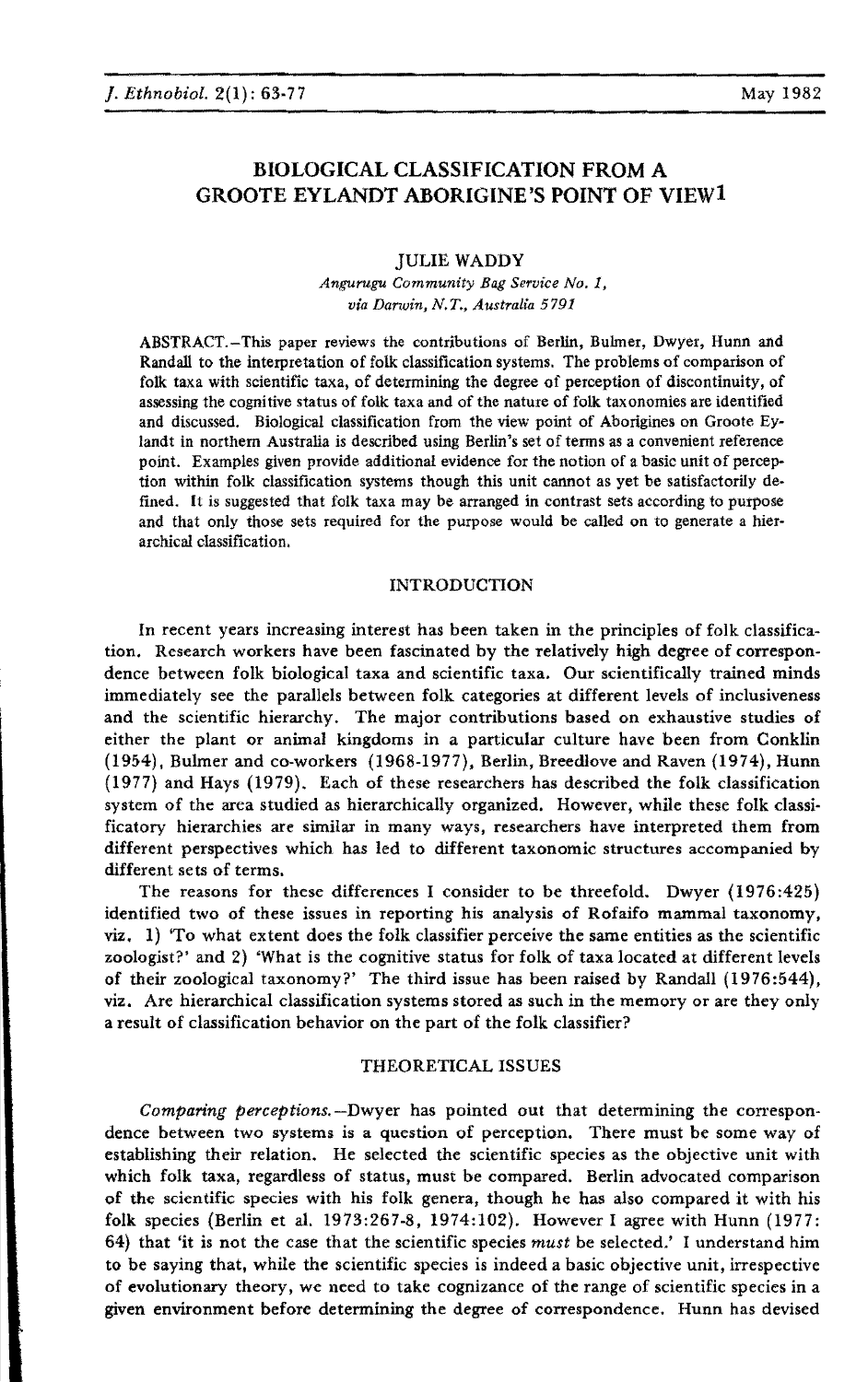# BIOLOGICAL CLASSIFICATION FROM A GROOTE EYLANDT ABORIGINE'S POINT OF VIEW[1]

JULIE WADDY

*Angurugu Community Bag Service No. 1, via Darwin, N.T., Australia 5791*

ABSTRACT.—This paper reviews the contributions of Berlin, Bulmer, Dwyer, Hunn and Randall to the interpretation of folk classification systems. The problems of comparison of folk taxa with scientific taxa, of determining the degree of perception of discontinuity, of assessing the cognitive status of folk taxa and of the nature of folk taxonomies are identified and discussed. Biological classification from the view point of Aborigines on Groote Eylandt in northern Australia is described using Berlin's set of terms as a convenient reference point. Examples given provide additional evidence for the notion of a basic unit of perception within folk classification systems though this unit cannot as yet be satisfactorily defined. It is suggested that folk taxa may be arranged in contrast sets according to purpose and that only those sets required for the purpose would be called on to generate a hierarchical classification.

## INTRODUCTION

In recent years increasing interest has been taken in the principles of folk classification. Research workers have been fascinated by the relatively high degree of correspondence between folk biological taxa and scientific taxa. Our scientifically trained minds immediately see the parallels between folk categories at different levels of inclusiveness and the scientific hierarchy. The major contributions based on exhaustive studies of either the plant or animal kingdoms in a particular culture have been from Conklin (1954), Bulmer and co-workers (1968-1977), Berlin, Breedlove and Raven (1974), Hunn (1977) and Hays (1979). Each of these researchers has described the folk classification system of the area studied as hierarchically organized. However, while these folk classificatory hierarchies are similar in many ways, researchers have interpreted them from different perspectives which has led to different taxonomic structures accompanied by different sets of terms.

The reasons for these differences I consider to be threefold. Dwyer (1976:425) identified two of these issues in reporting his analysis of Rofaifo mammal taxonomy, viz. 1) 'To what extent does the folk classifier perceive the same entities as the scientific zoologist?' and 2) 'What is the cognitive status for folk of taxa located at different levels of their zoological taxonomy?' The third issue has been raised by Randall (1976:544), viz. Are hierarchical classification systems stored as such in the memory or are they only a result of classification behavior on the part of the folk classifier?

## THEORETICAL ISSUES

*Comparing perceptions.*—Dwyer has pointed out that determining the correspondence between two systems is a question of perception. There must be some way of establishing their relation. He selected the scientific species as the objective unit with which folk taxa, regardless of status, must be compared. Berlin advocated comparison of the scientific species with his folk genera, though he has also compared it with his folk species (Berlin et al. 1973:267-8, 1974:102). However I agree with Hunn (1977: 64) that 'it is not the case that the scientific species *must* be selected.' I understand him to be saying that, while the scientific species is indeed a basic objective unit, irrespective of evolutionary theory, we need to take cognizance of the range of scientific species in a given environment before determining the degree of correspondence. Hunn has devised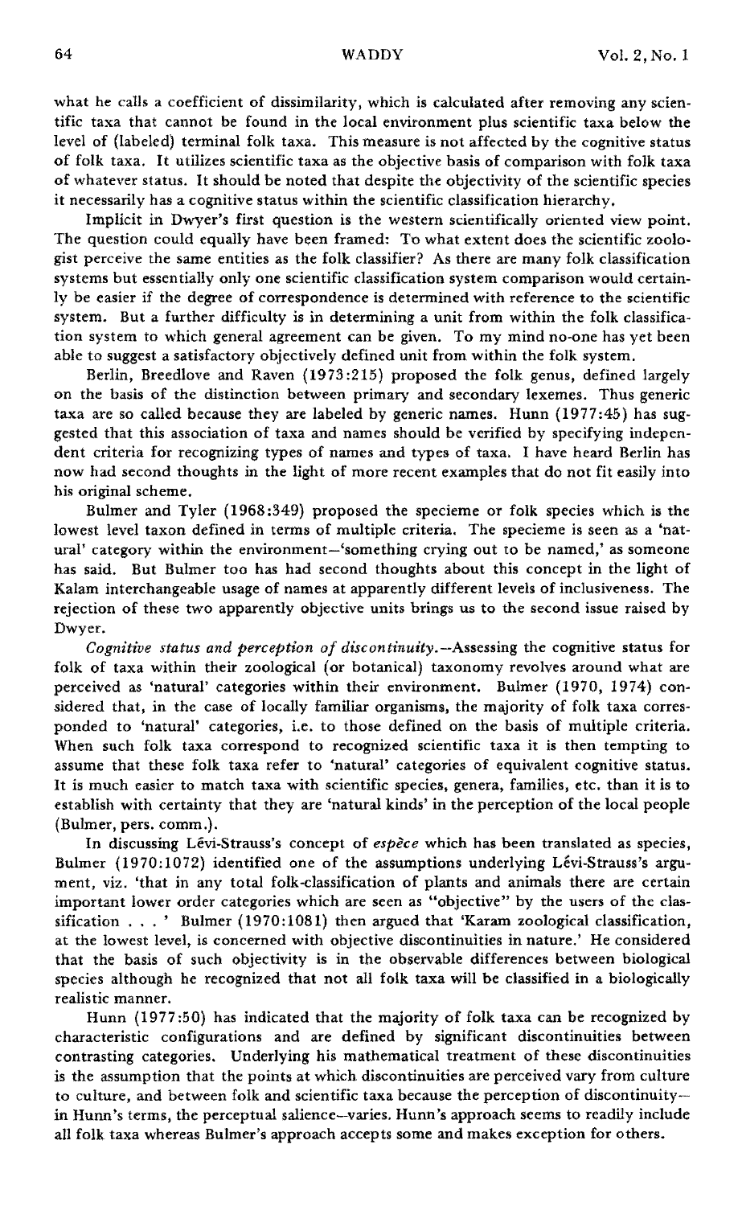what he calls a coefficient of dissimilarity, which is calculated after removing any scientific taxa that cannot be found in the local environment plus scientific taxa below the level of (labeled) terminal folk taxa. This measure is not affected by the cognitive status of folk taxa. It utilizes scientific taxa as the objective basis of comparison with folk taxa of whatever status. It should be noted that despite the objectivity of the scientific species it necessarily has a cognitive status within the scientific classification hierarchy.

Implicit in Dwyer's first question is the western scientifically oriented view point. The question could equally have been framed: To what extent does the scientific zoologist perceive the same entities as the folk classifier? As there are many folk classification systems but essentially only one scientific classification system comparison would certainly be easier if the degree of correspondence is determined with reference to the scientific system. But a further difficulty is in determining a unit from within the folk classification system to which general agreement can be given. To my mind no-one has yet been able to suggest a satisfactory objectively defined unit from within the folk system.

Berlin, Breedlove and Raven (1973:215) proposed the folk genus, defined largely on the basis of the distinction between primary and secondary lexemes. Thus generic taxa are so called because they are labeled by generic names. Hunn (1977:45) has suggested that this association of taxa and names should be verified by specifying independent criteria for recognizing types of names and types of taxa. I have heard Berlin has now had second thoughts in the light of more recent examples that do not fit easily into his original scheme.

Bulmer and Tyler (1968:349) proposed the specieme or folk species which is the lowest level taxon defined in terms of multiple criteria. The specieme is seen as a 'natural' category within the environment—'something crying out to be named,' as someone has said. But Bulmer too has had second thoughts about this concept in the light of Kalam interchangeable usage of names at apparently different levels of inclusiveness. The rejection of these two apparently objective units brings us to the second issue raised by Dwyer.

*Cognitive status and perception of discontinuity.*—Assessing the cognitive status for folk of taxa within their zoological (or botanical) taxonomy revolves around what are perceived as 'natural' categories within their environment. Bulmer (1970, 1974) considered that, in the case of locally familiar organisms, the majority of folk taxa corresponded to 'natural' categories, i.e. to those defined on the basis of multiple criteria. When such folk taxa correspond to recognized scientific taxa it is then tempting to assume that these folk taxa refer to 'natural' categories of equivalent cognitive status. It is much easier to match taxa with scientific species, genera, families, etc. than it is to establish with certainty that they are 'natural kinds' in the perception of the local people (Bulmer, pers. comm.).

In discussing Lévi-Strauss's concept of *espèce* which has been translated as species, Bulmer (1970:1072) identified one of the assumptions underlying Lévi-Strauss's argument, viz. 'that in any total folk-classification of plants and animals there are certain important lower order categories which are seen as "objective" by the users of the classification . . . ' Bulmer (1970:1081) then argued that 'Karam zoological classification, at the lowest level, is concerned with objective discontinuities in nature.' He considered that the basis of such objectivity is in the observable differences between biological species although he recognized that not all folk taxa will be classified in a biologically realistic manner.

Hunn (1977:50) has indicated that the majority of folk taxa can be recognized by characteristic configurations and are defined by significant discontinuities between contrasting categories. Underlying his mathematical treatment of these discontinuities is the assumption that the points at which discontinuities are perceived vary from culture to culture, and between folk and scientific taxa because the perception of discontinuity—in Hunn's terms, the perceptual salience—varies. Hunn's approach seems to readily include all folk taxa whereas Bulmer's approach accepts some and makes exception for others.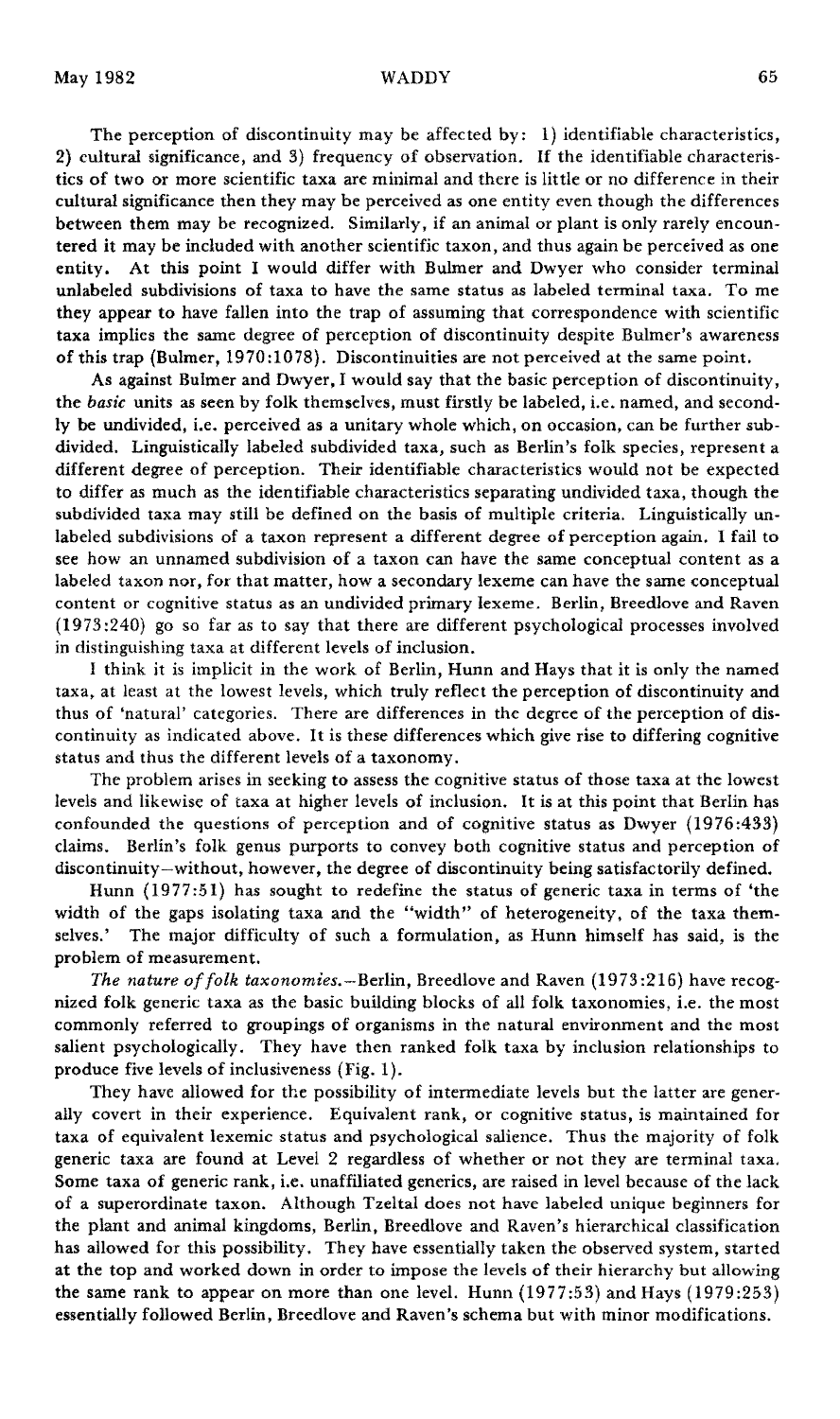The perception of discontinuity may be affected by: 1) identifiable characteristics, 2) cultural significance, and 3) frequency of observation. If the identifiable characteristics of two or more scientific taxa are minimal and there is little or no difference in their cultural significance then they may be perceived as one entity even though the differences between them may be recognized. Similarly, if an animal or plant is only rarely encountered it may be included with another scientific taxon, and thus again be perceived as one entity. At this point I would differ with Bulmer and Dwyer who consider terminal unlabeled subdivisions of taxa to have the same status as labeled terminal taxa. To me they appear to have fallen into the trap of assuming that correspondence with scientific taxa implies the same degree of perception of discontinuity despite Bulmer's awareness of this trap (Bulmer, 1970:1078). Discontinuities are not perceived at the same point.

As against Bulmer and Dwyer, I would say that the basic perception of discontinuity, the *basic* units as seen by folk themselves, must firstly be labeled, i.e. named, and secondly be undivided, i.e. perceived as a unitary whole which, on occasion, can be further subdivided. Linguistically labeled subdivided taxa, such as Berlin's folk species, represent a different degree of perception. Their identifiable characteristics would not be expected to differ as much as the identifiable characteristics separating undivided taxa, though the subdivided taxa may still be defined on the basis of multiple criteria. Linguistically unlabeled subdivisions of a taxon represent a different degree of perception again. I fail to see how an unnamed subdivision of a taxon can have the same conceptual content as a labeled taxon nor, for that matter, how a secondary lexeme can have the same conceptual content or cognitive status as an undivided primary lexeme. Berlin, Breedlove and Raven (1973:240) go so far as to say that there are different psychological processes involved in distinguishing taxa at different levels of inclusion.

I think it is implicit in the work of Berlin, Hunn and Hays that it is only the named taxa, at least at the lowest levels, which truly reflect the perception of discontinuity and thus of 'natural' categories. There are differences in the degree of the perception of discontinuity as indicated above. It is these differences which give rise to differing cognitive status and thus the different levels of a taxonomy.

The problem arises in seeking to assess the cognitive status of those taxa at the lowest levels and likewise of taxa at higher levels of inclusion. It is at this point that Berlin has confounded the questions of perception and of cognitive status as Dwyer (1976:433) claims. Berlin's folk genus purports to convey both cognitive status and perception of discontinuity—without, however, the degree of discontinuity being satisfactorily defined.

Hunn (1977:51) has sought to redefine the status of generic taxa in terms of 'the width of the gaps isolating taxa and the "width" of heterogeneity, of the taxa themselves.' The major difficulty of such a formulation, as Hunn himself has said, is the problem of measurement.

*The nature of folk taxonomies.*—Berlin, Breedlove and Raven (1973:216) have recognized folk generic taxa as the basic building blocks of all folk taxonomies, i.e. the most commonly referred to groupings of organisms in the natural environment and the most salient psychologically. They have then ranked folk taxa by inclusion relationships to produce five levels of inclusiveness (Fig. 1).

They have allowed for the possibility of intermediate levels but the latter are generally covert in their experience. Equivalent rank, or cognitive status, is maintained for taxa of equivalent lexemic status and psychological salience. Thus the majority of folk generic taxa are found at Level 2 regardless of whether or not they are terminal taxa. Some taxa of generic rank, i.e. unaffiliated generics, are raised in level because of the lack of a superordinate taxon. Although Tzeltal does not have labeled unique beginners for the plant and animal kingdoms, Berlin, Breedlove and Raven's hierarchical classification has allowed for this possibility. They have essentially taken the observed system, started at the top and worked down in order to impose the levels of their hierarchy but allowing the same rank to appear on more than one level. Hunn (1977:53) and Hays (1979:253) essentially followed Berlin, Breedlove and Raven's schema but with minor modifications.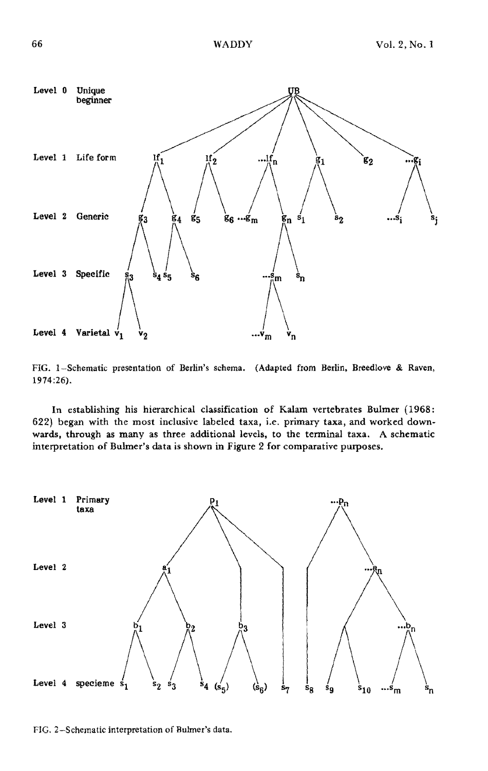Level 0 Unique beginner

Level 1 Life form

Level 2 Generic

Level 3 Specific

Level 4 Varietal

FIG. 1–Schematic presentation of Berlin's schema. (Adapted from Berlin, Breedlove & Raven, 1974:26).

In establishing his hierarchical classification of Kalam vertebrates Bulmer (1968: 622) began with the most inclusive labeled taxa, i.e. primary taxa, and worked downwards, through as many as three additional levels, to the terminal taxa. A schematic interpretation of Bulmer's data is shown in Figure 2 for comparative purposes.

Level 1 Primary taxa

Level 2

Level 3

Level 4 specieme

FIG. 2–Schematic interpretation of Bulmer's data.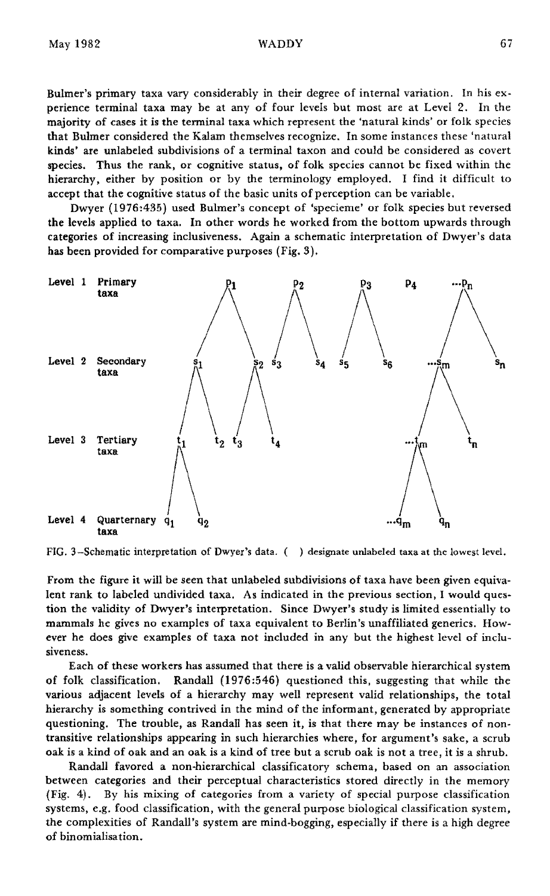Bulmer's primary taxa vary considerably in their degree of internal variation. In his experience terminal taxa may be at any of four levels but most are at Level 2. In the majority of cases it is the terminal taxa which represent the 'natural kinds' or folk species that Bulmer considered the Kalam themselves recognize. In some instances these 'natural kinds' are unlabeled subdivisions of a terminal taxon and could be considered as covert species. Thus the rank, or cognitive status, of folk species cannot be fixed within the hierarchy, either by position or by the terminology employed. I find it difficult to accept that the cognitive status of the basic units of perception can be variable.

Dwyer (1976:435) used Bulmer's concept of 'specieme' or folk species but reversed the levels applied to taxa. In other words he worked from the bottom upwards through categories of increasing inclusiveness. Again a schematic interpretation of Dwyer's data has been provided for comparative purposes (Fig. 3).

FIG. 3–Schematic interpretation of Dwyer's data. ( ) designate unlabeled taxa at the lowest level.

From the figure it will be seen that unlabeled subdivisions of taxa have been given equivalent rank to labeled undivided taxa. As indicated in the previous section, I would question the validity of Dwyer's interpretation. Since Dwyer's study is limited essentially to mammals he gives no examples of taxa equivalent to Berlin's unaffiliated generics. However he does give examples of taxa not included in any but the highest level of inclusiveness.

Each of these workers has assumed that there is a valid observable hierarchical system of folk classification. Randall (1976:546) questioned this, suggesting that while the various adjacent levels of a hierarchy may well represent valid relationships, the total hierarchy is something contrived in the mind of the informant, generated by appropriate questioning. The trouble, as Randall has seen it, is that there may be instances of non-transitive relationships appearing in such hierarchies where, for argument's sake, a scrub oak is a kind of oak and an oak is a kind of tree but a scrub oak is not a tree, it is a shrub.

Randall favored a non-hierarchical classificatory schema, based on an association between categories and their perceptual characteristics stored directly in the memory (Fig. 4). By his mixing of categories from a variety of special purpose classification systems, e.g. food classification, with the general purpose biological classification system, the complexities of Randall's system are mind-bogging, especially if there is a high degree of binomialisation.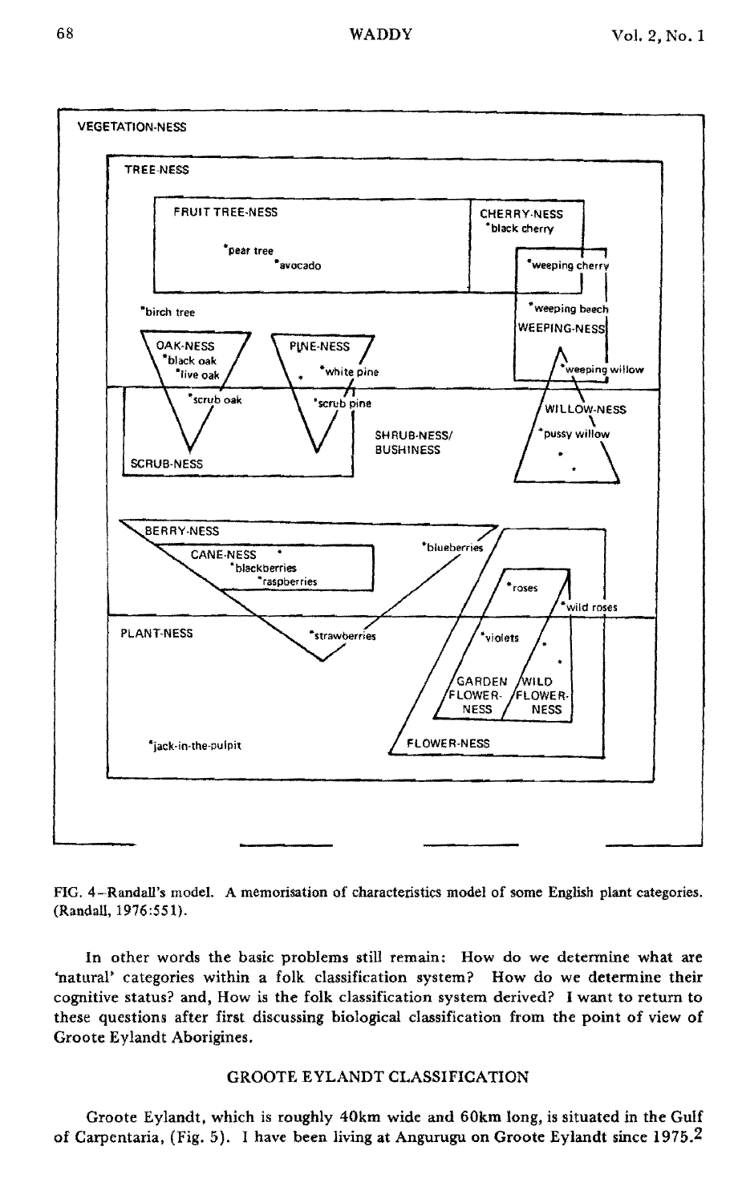FIG. 4—Randall's model. A memorisation of characteristics model of some English plant categories. (Randall, 1976:551).

In other words the basic problems still remain: How do we determine what are 'natural' categories within a folk classification system? How do we determine their cognitive status? and, How is the folk classification system derived? I want to return to these questions after first discussing biological classification from the point of view of Groote Eylandt Aborigines.

## GROOTE EYLANDT CLASSIFICATION

Groote Eylandt, which is roughly 40km wide and 60km long, is situated in the Gulf of Carpentaria, (Fig. 5). I have been living at Angurugu on Groote Eylandt since 1975.[2]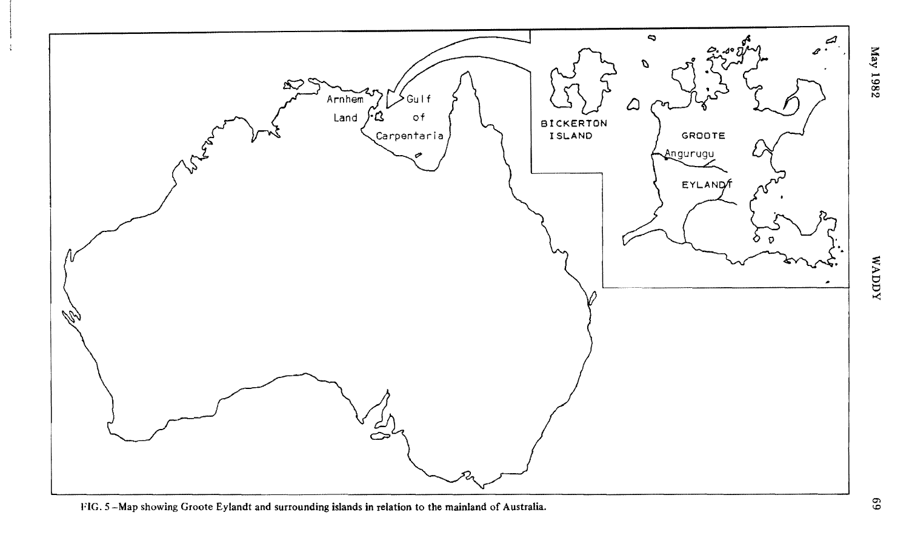FIG. 5 – Map showing Groote Eylandt and surrounding islands in relation to the mainland of Australia.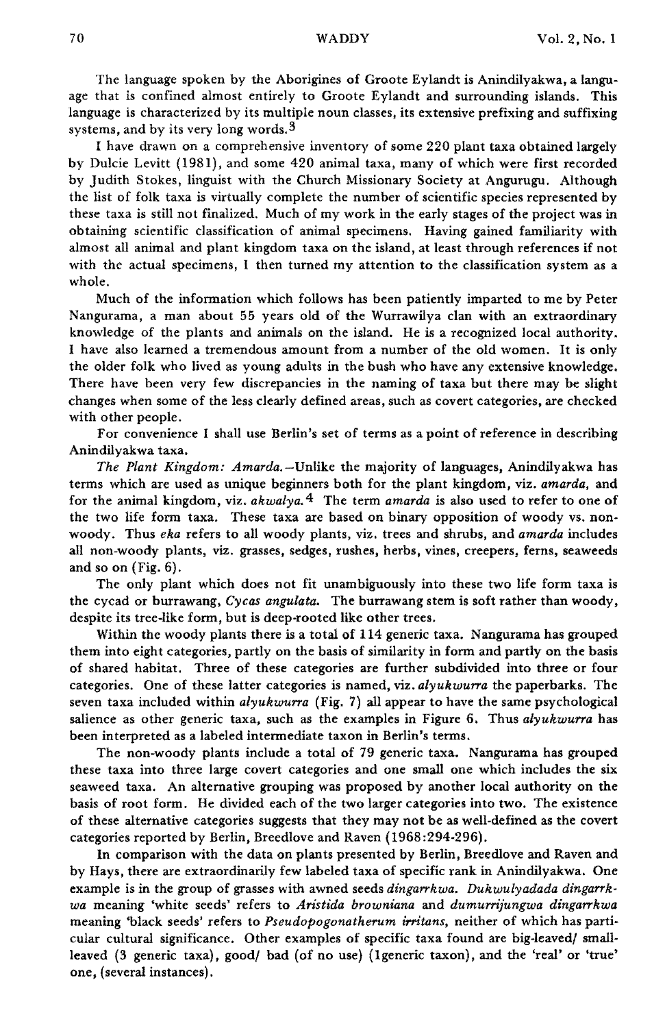The language spoken by the Aborigines of Groote Eylandt is Anindilyakwa, a language that is confined almost entirely to Groote Eylandt and surrounding islands. This language is characterized by its multiple noun classes, its extensive prefixing and suffixing systems, and by its very long words.[3]

I have drawn on a comprehensive inventory of some 220 plant taxa obtained largely by Dulcie Levitt (1981), and some 420 animal taxa, many of which were first recorded by Judith Stokes, linguist with the Church Missionary Society at Angurugu. Although the list of folk taxa is virtually complete the number of scientific species represented by these taxa is still not finalized. Much of my work in the early stages of the project was in obtaining scientific classification of animal specimens. Having gained familiarity with almost all animal and plant kingdom taxa on the island, at least through references if not with the actual specimens, I then turned my attention to the classification system as a whole.

Much of the information which follows has been patiently imparted to me by Peter Nangurama, a man about 55 years old of the Wurrawilya clan with an extraordinary knowledge of the plants and animals on the island. He is a recognized local authority. I have also learned a tremendous amount from a number of the old women. It is only the older folk who lived as young adults in the bush who have any extensive knowledge. There have been very few discrepancies in the naming of taxa but there may be slight changes when some of the less clearly defined areas, such as covert categories, are checked with other people.

For convenience I shall use Berlin's set of terms as a point of reference in describing Anindilyakwa taxa.

*The Plant Kingdom: Amarda.*—Unlike the majority of languages, Anindilyakwa has terms which are used as unique beginners both for the plant kingdom, viz. *amarda,* and for the animal kingdom, viz. *akwalya.*[4] The term *amarda* is also used to refer to one of the two life form taxa. These taxa are based on binary opposition of woody vs. non-woody. Thus *eka* refers to all woody plants, viz. trees and shrubs, and *amarda* includes all non-woody plants, viz. grasses, sedges, rushes, herbs, vines, creepers, ferns, seaweeds and so on (Fig. 6).

The only plant which does not fit unambiguously into these two life form taxa is the cycad or burrawang, *Cycas angulata.* The burrawang stem is soft rather than woody, despite its tree-like form, but is deep-rooted like other trees.

Within the woody plants there is a total of 114 generic taxa. Nangurama has grouped them into eight categories, partly on the basis of similarity in form and partly on the basis of shared habitat. Three of these categories are further subdivided into three or four categories. One of these latter categories is named, viz. *alyukwurra* the paperbarks. The seven taxa included within *alyukwurra* (Fig. 7) all appear to have the same psychological salience as other generic taxa, such as the examples in Figure 6. Thus *alyukwurra* has been interpreted as a labeled intermediate taxon in Berlin's terms.

The non-woody plants include a total of 79 generic taxa. Nangurama has grouped these taxa into three large covert categories and one small one which includes the six seaweed taxa. An alternative grouping was proposed by another local authority on the basis of root form. He divided each of the two larger categories into two. The existence of these alternative categories suggests that they may not be as well-defined as the covert categories reported by Berlin, Breedlove and Raven (1968:294-296).

In comparison with the data on plants presented by Berlin, Breedlove and Raven and by Hays, there are extraordinarily few labeled taxa of specific rank in Anindilyakwa. One example is in the group of grasses with awned seeds *dingarrkwa. Dukwulyadada dingarrkwa* meaning 'white seeds' refers to *Aristida browniana* and *dumurrijungwa dingarrkwa* meaning 'black seeds' refers to *Pseudopogonatherum irritans,* neither of which has particular cultural significance. Other examples of specific taxa found are big-leaved/ small-leaved (3 generic taxa), good/ bad (of no use) (1generic taxon), and the 'real' or 'true' one, (several instances).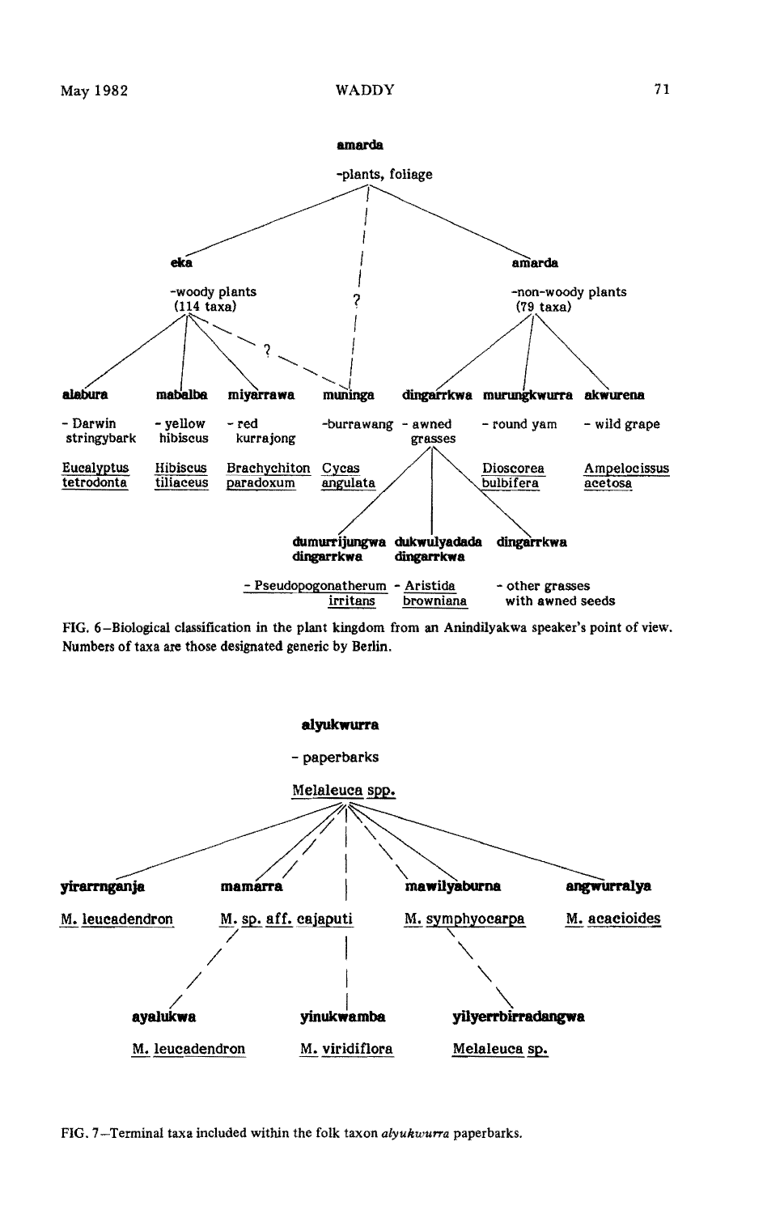**amarda**

-plants, foliage

**eka**

-woody plants
(114 taxa)

?

**amarda**

-non-woody plants
(79 taxa)

?

**alabura** - Darwin stringybark, Eucalyptus tetrodonta

**mabalba** - yellow hibiscus, Hibiscus tiliaceus

**miyarrawa** - red kurrajong, Brachychiton paradoxum

**muninga** -burrawang, Cycas angulata

**dingarrkwa** - awned grasses

**murungkwurra** - round yam, Dioscorea bulbifera

**akwurena** - wild grape, Ampelocissus acetosa

**dumurrijungwa dingarrkwa** - Pseudopogonatherum irritans

**dukwulyadada dingarrkwa** - Aristida browniana

**dingarrkwa** - other grasses with awned seeds

FIG. 6–Biological classification in the plant kingdom from an Anindilyakwa speaker's point of view. Numbers of taxa are those designated generic by Berlin.

**alyukwurra**

- paperbarks

Melaleuca spp.

**yirarrnganja** — M. leucadendron

**mamarra** — M. sp. aff. cajaputi

**mawilyaburna** — M. symphyocarpa

**angwurralya** — M. acacioides

**ayalukwa** — M. leucadendron

**yinukwamba** — M. viridiflora

**yilyerrbirradangwa** — Melaleuca sp.

FIG. 7–Terminal taxa included within the folk taxon *alyukwurra* paperbarks.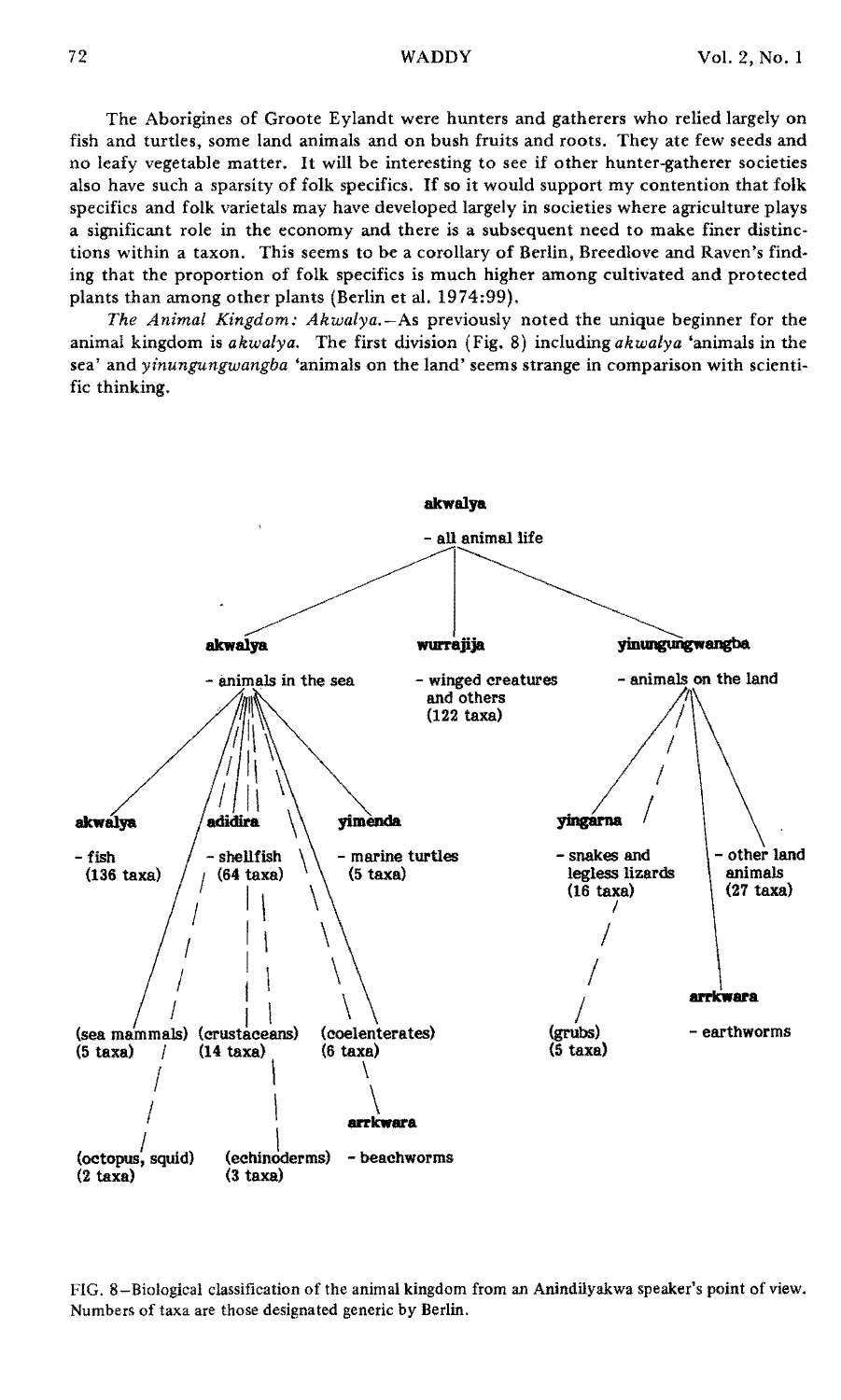The Aborigines of Groote Eylandt were hunters and gatherers who relied largely on fish and turtles, some land animals and on bush fruits and roots. They ate few seeds and no leafy vegetable matter. It will be interesting to see if other hunter-gatherer societies also have such a sparsity of folk specifics. If so it would support my contention that folk specifics and folk varietals may have developed largely in societies where agriculture plays a significant role in the economy and there is a subsequent need to make finer distinctions within a taxon. This seems to be a corollary of Berlin, Breedlove and Raven's finding that the proportion of folk specifics is much higher among cultivated and protected plants than among other plants (Berlin et al. 1974:99).

*The Animal Kingdom: Akwalya.*—As previously noted the unique beginner for the animal kingdom is *akwalya.* The first division (Fig. 8) including *akwalya* 'animals in the sea' and *yinungungwangba* 'animals on the land' seems strange in comparison with scientific thinking.

**akwalya**
- all animal life

- **akwalya** - animals in the sea
  - **akwalya** - fish (136 taxa)
  - **adidira** - shellfish (64 taxa)
  - **yimenda** - marine turtles (5 taxa)
  - (sea mammals) (5 taxa)
  - (crustaceans) (14 taxa)
  - (coelenterates) (6 taxa)
  - (octopus, squid) (2 taxa)
  - (echinoderms) (3 taxa)
  - **arrkwara** - beachworms
- **wurrajija** - winged creatures and others (122 taxa)
- **yinungungwangba** - animals on the land
  - **yingarna** - snakes and legless lizards (16 taxa)
  - (grubs) (5 taxa)
  - - other land animals (27 taxa)
  - **arrkwara** - earthworms

FIG. 8—Biological classification of the animal kingdom from an Anindilyakwa speaker's point of view. Numbers of taxa are those designated generic by Berlin.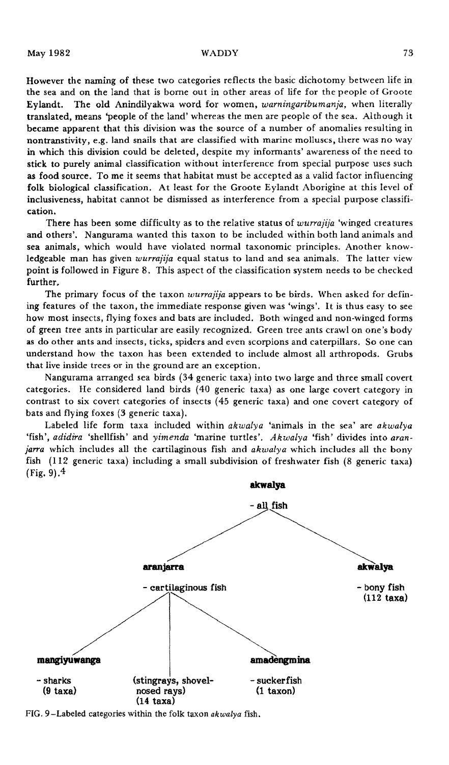However the naming of these two categories reflects the basic dichotomy between life in the sea and on the land that is borne out in other areas of life for the people of Groote Eylandt. The old Anindilyakwa word for women, *warningaribumanja*, when literally translated, means 'people of the land' whereas the men are people of the sea. Although it became apparent that this division was the source of a number of anomalies resulting in nontranstivity, e.g. land snails that are classified with marine molluscs, there was no way in which this division could be deleted, despite my informants' awareness of the need to stick to purely animal classification without interference from special purpose uses such as food source. To me it seems that habitat must be accepted as a valid factor influencing folk biological classification. At least for the Groote Eylandt Aborigine at this level of inclusiveness, habitat cannot be dismissed as interference from a special purpose classification.

There has been some difficulty as to the relative status of *wurrajija* 'winged creatures and others'. Nangurama wanted this taxon to be included within both land animals and sea animals, which would have violated normal taxonomic principles. Another knowledgeable man has given *wurrajija* equal status to land and sea animals. The latter view point is followed in Figure 8. This aspect of the classification system needs to be checked further.

The primary focus of the taxon *wurrajija* appears to be birds. When asked for defining features of the taxon, the immediate response given was 'wings'. It is thus easy to see how most insects, flying foxes and bats are included. Both winged and non-winged forms of green tree ants in particular are easily recognized. Green tree ants crawl on one's body as do other ants and insects, ticks, spiders and even scorpions and caterpillars. So one can understand how the taxon has been extended to include almost all arthropods. Grubs that live inside trees or in the ground are an exception.

Nangurama arranged sea birds (34 generic taxa) into two large and three small covert categories. He considered land birds (40 generic taxa) as one large covert category in contrast to six covert categories of insects (45 generic taxa) and one covert category of bats and flying foxes (3 generic taxa).

Labeled life form taxa included within *akwalya* 'animals in the sea' are *akwalya* 'fish', *adidira* 'shellfish' and *yimenda* 'marine turtles'. *Akwalya* 'fish' divides into *aranjarra* which includes all the cartilaginous fish and *akwalya* which includes all the bony fish (112 generic taxa) including a small subdivision of freshwater fish (8 generic taxa) (Fig. 9).[4]

**akwalya**
- all fish

**aranjarra**
- cartilaginous fish

**akwalya**
- bony fish (112 taxa)

**mangiyuwanga**
- sharks (9 taxa)

(stingrays, shovel-nosed rays) (14 taxa)

**amadengmina**
- suckerfish (1 taxon)

FIG. 9–Labeled categories within the folk taxon *akwalya* fish.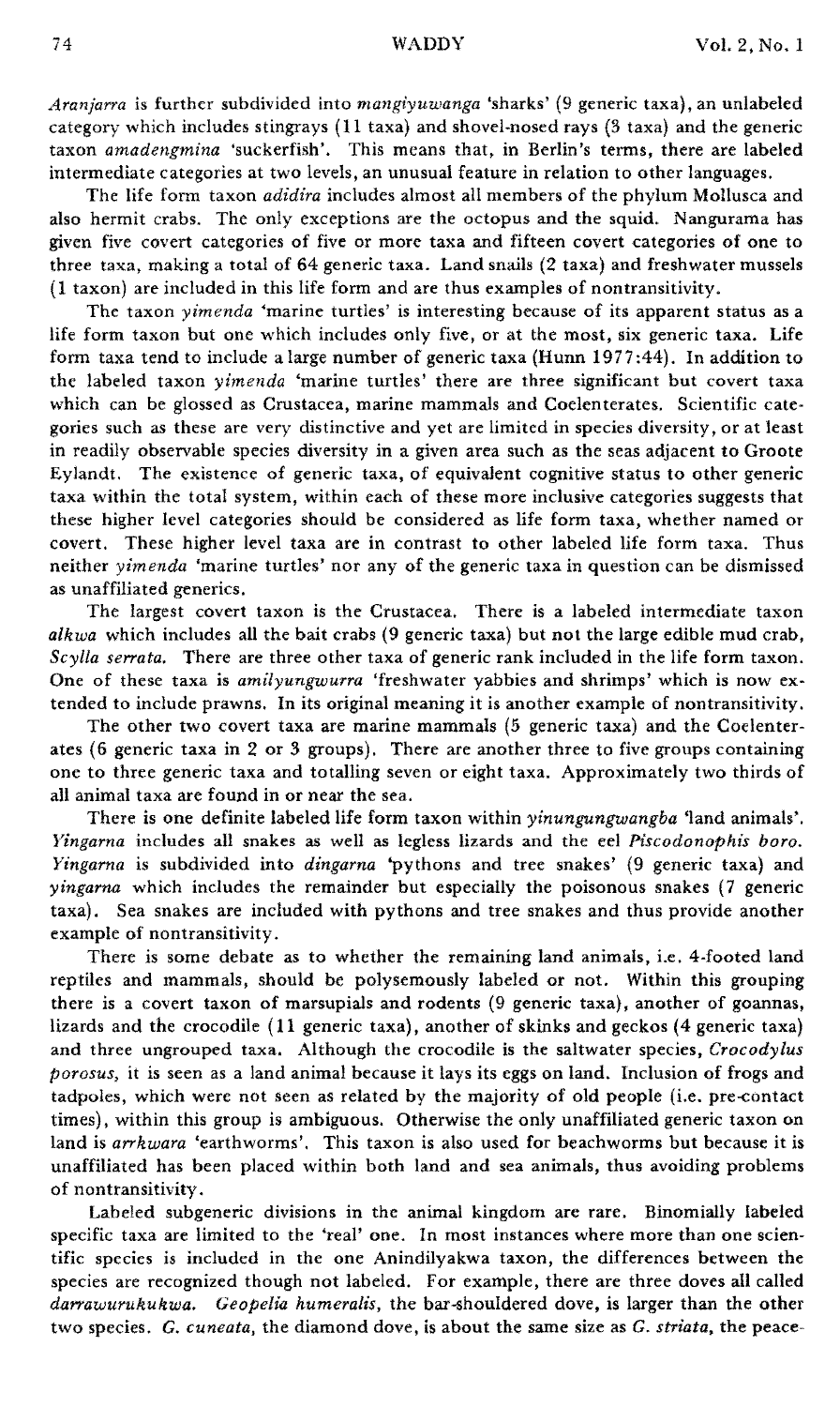*Aranjarra* is further subdivided into *mangiyuwanga* 'sharks' (9 generic taxa), an unlabeled category which includes stingrays (11 taxa) and shovel-nosed rays (3 taxa) and the generic taxon *amadengmina* 'suckerfish'. This means that, in Berlin's terms, there are labeled intermediate categories at two levels, an unusual feature in relation to other languages.

The life form taxon *adidira* includes almost all members of the phylum Mollusca and also hermit crabs. The only exceptions are the octopus and the squid. Nangurama has given five covert categories of five or more taxa and fifteen covert categories of one to three taxa, making a total of 64 generic taxa. Land snails (2 taxa) and freshwater mussels (1 taxon) are included in this life form and are thus examples of nontransitivity.

The taxon *yimenda* 'marine turtles' is interesting because of its apparent status as a life form taxon but one which includes only five, or at the most, six generic taxa. Life form taxa tend to include a large number of generic taxa (Hunn 1977:44). In addition to the labeled taxon *yimenda* 'marine turtles' there are three significant but covert taxa which can be glossed as Crustacea, marine mammals and Coelenterates. Scientific categories such as these are very distinctive and yet are limited in species diversity, or at least in readily observable species diversity in a given area such as the seas adjacent to Groote Eylandt. The existence of generic taxa, of equivalent cognitive status to other generic taxa within the total system, within each of these more inclusive categories suggests that these higher level categories should be considered as life form taxa, whether named or covert. These higher level taxa are in contrast to other labeled life form taxa. Thus neither *yimenda* 'marine turtles' nor any of the generic taxa in question can be dismissed as unaffiliated generics.

The largest covert taxon is the Crustacea. There is a labeled intermediate taxon *alkwa* which includes all the bait crabs (9 generic taxa) but not the large edible mud crab, *Scylla serrata*. There are three other taxa of generic rank included in the life form taxon. One of these taxa is *amilyungwurra* 'freshwater yabbies and shrimps' which is now extended to include prawns. In its original meaning it is another example of nontransitivity.

The other two covert taxa are marine mammals (5 generic taxa) and the Coelenterates (6 generic taxa in 2 or 3 groups). There are another three to five groups containing one to three generic taxa and totalling seven or eight taxa. Approximately two thirds of all animal taxa are found in or near the sea.

There is one definite labeled life form taxon within *yinungungwangba* 'land animals'. *Yingarna* includes all snakes as well as legless lizards and the eel *Piscodonophis boro*. *Yingarna* is subdivided into *dingarna* 'pythons and tree snakes' (9 generic taxa) and *yingarna* which includes the remainder but especially the poisonous snakes (7 generic taxa). Sea snakes are included with pythons and tree snakes and thus provide another example of nontransitivity.

There is some debate as to whether the remaining land animals, i.e. 4-footed land reptiles and mammals, should be polysemously labeled or not. Within this grouping there is a covert taxon of marsupials and rodents (9 generic taxa), another of goannas, lizards and the crocodile (11 generic taxa), another of skinks and geckos (4 generic taxa) and three ungrouped taxa. Although the crocodile is the saltwater species, *Crocodylus porosus*, it is seen as a land animal because it lays its eggs on land. Inclusion of frogs and tadpoles, which were not seen as related by the majority of old people (i.e. pre-contact times), within this group is ambiguous. Otherwise the only unaffiliated generic taxon on land is *arrkwara* 'earthworms'. This taxon is also used for beachworms but because it is unaffiliated has been placed within both land and sea animals, thus avoiding problems of nontransitivity.

Labeled subgeneric divisions in the animal kingdom are rare. Binomially labeled specific taxa are limited to the 'real' one. In most instances where more than one scientific species is included in the one Anindilyakwa taxon, the differences between the species are recognized though not labeled. For example, there are three doves all called *darrawurukukwa*. *Geopelia humeralis*, the bar-shouldered dove, is larger than the other two species. *G. cuneata*, the diamond dove, is about the same size as *G. striata*, the peace-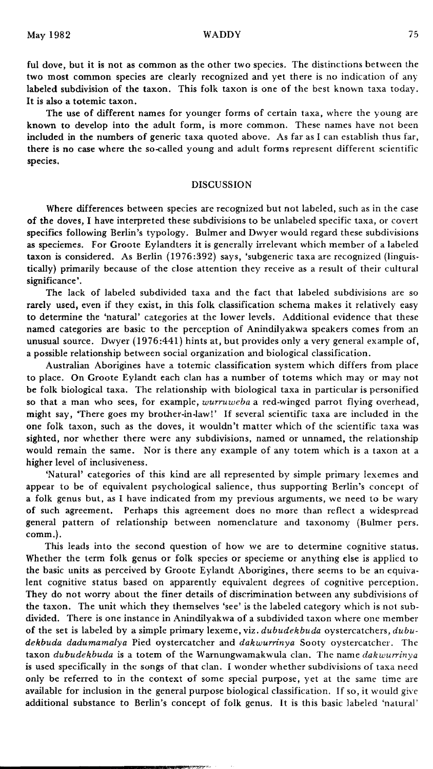ful dove, but it is not as common as the other two species. The distinctions between the two most common species are clearly recognized and yet there is no indication of any labeled subdivision of the taxon. This folk taxon is one of the best known taxa today. It is also a totemic taxon.

The use of different names for younger forms of certain taxa, where the young are known to develop into the adult form, is more common. These names have not been included in the numbers of generic taxa quoted above. As far as I can establish thus far, there is no case where the so-called young and adult forms represent different scientific species.

## DISCUSSION

Where differences between species are recognized but not labeled, such as in the case of the doves, I have interpreted these subdivisions to be unlabeled specific taxa, or covert specifics following Berlin's typology. Bulmer and Dwyer would regard these subdivisions as speciemes. For Groote Eylandters it is generally irrelevant which member of a labeled taxon is considered. As Berlin (1976:392) says, 'subgeneric taxa are recognized (linguistically) primarily because of the close attention they receive as a result of their cultural significance'.

The lack of labeled subdivided taxa and the fact that labeled subdivisions are so rarely used, even if they exist, in this folk classification schema makes it relatively easy to determine the 'natural' categories at the lower levels. Additional evidence that these named categories are basic to the perception of Anindilyakwa speakers comes from an unusual source. Dwyer (1976:441) hints at, but provides only a very general example of, a possible relationship between social organization and biological classification.

Australian Aborigines have a totemic classification system which differs from place to place. On Groote Eylandt each clan has a number of totems which may or may not be folk biological taxa. The relationship with biological taxa in particular is personified so that a man who sees, for example, *wurruweba* a red-winged parrot flying overhead, might say, 'There goes my brother-in-law!' If several scientific taxa are included in the one folk taxon, such as the doves, it wouldn't matter which of the scientific taxa was sighted, nor whether there were any subdivisions, named or unnamed, the relationship would remain the same. Nor is there any example of any totem which is a taxon at a higher level of inclusiveness.

'Natural' categories of this kind are all represented by simple primary lexemes and appear to be of equivalent psychological salience, thus supporting Berlin's concept of a folk genus but, as I have indicated from my previous arguments, we need to be wary of such agreement. Perhaps this agreement does no more than reflect a widespread general pattern of relationship between nomenclature and taxonomy (Bulmer pers. comm.).

This leads into the second question of how we are to determine cognitive status. Whether the term folk genus or folk species or specieme or anything else is applied to the basic units as perceived by Groote Eylandt Aborigines, there seems to be an equivalent cognitive status based on apparently equivalent degrees of cognitive perception. They do not worry about the finer details of discrimination between any subdivisions of the taxon. The unit which they themselves 'see' is the labeled category which is not subdivided. There is one instance in Anindilyakwa of a subdivided taxon where one member of the set is labeled by a simple primary lexeme, viz. *dubudekbuda* oystercatchers, *dubudekbuda dadumamalya* Pied oystercatcher and *dakwurrinya* Sooty oystercatcher. The taxon *dubudekbuda* is a totem of the Warnungwamakwula clan. The name *dakwurrinya* is used specifically in the songs of that clan. I wonder whether subdivisions of taxa need only be referred to in the context of some special purpose, yet at the same time are available for inclusion in the general purpose biological classification. If so, it would give additional substance to Berlin's concept of folk genus. It is this basic labeled 'natural'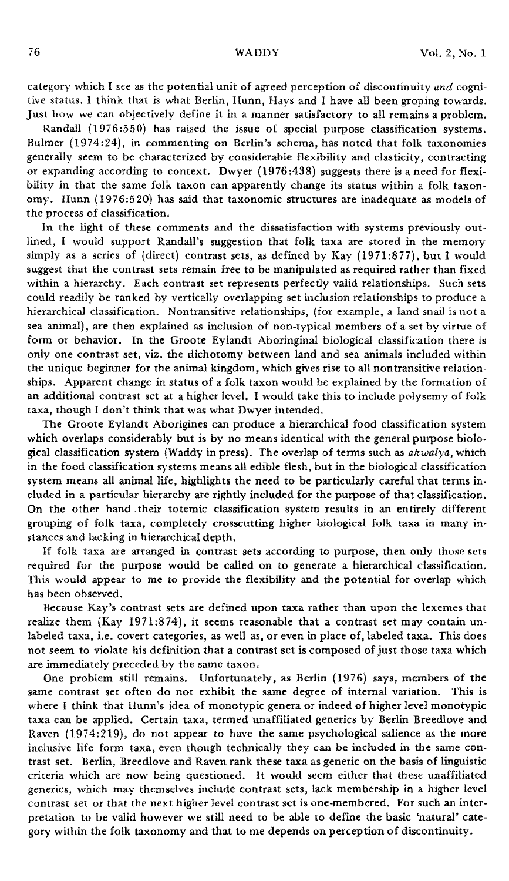category which I see as the potential unit of agreed perception of discontinuity *and* cognitive status. I think that is what Berlin, Hunn, Hays and I have all been groping towards. Just how we can objectively define it in a manner satisfactory to all remains a problem.

Randall (1976:550) has raised the issue of special purpose classification systems. Bulmer (1974:24), in commenting on Berlin's schema, has noted that folk taxonomies generally seem to be characterized by considerable flexibility and elasticity, contracting or expanding according to context. Dwyer (1976:438) suggests there is a need for flexibility in that the same folk taxon can apparently change its status within a folk taxonomy. Hunn (1976:520) has said that taxonomic structures are inadequate as models of the process of classification.

In the light of these comments and the dissatisfaction with systems previously outlined, I would support Randall's suggestion that folk taxa are stored in the memory simply as a series of (direct) contrast sets, as defined by Kay (1971:877), but I would suggest that the contrast sets remain free to be manipulated as required rather than fixed within a hierarchy. Each contrast set represents perfectly valid relationships. Such sets could readily be ranked by vertically overlapping set inclusion relationships to produce a hierarchical classification. Nontransitive relationships, (for example, a land snail is not a sea animal), are then explained as inclusion of non-typical members of a set by virtue of form or behavior. In the Groote Eylandt Aboringinal biological classification there is only one contrast set, viz. the dichotomy between land and sea animals included within the unique beginner for the animal kingdom, which gives rise to all nontransitive relationships. Apparent change in status of a folk taxon would be explained by the formation of an additional contrast set at a higher level. I would take this to include polysemy of folk taxa, though I don't think that was what Dwyer intended.

The Groote Eylandt Aborigines can produce a hierarchical food classification system which overlaps considerably but is by no means identical with the general purpose biological classification system (Waddy in press). The overlap of terms such as *akwalya*, which in the food classification systems means all edible flesh, but in the biological classification system means all animal life, highlights the need to be particularly careful that terms included in a particular hierarchy are rightly included for the purpose of that classification. On the other hand their totemic classification system results in an entirely different grouping of folk taxa, completely crosscutting higher biological folk taxa in many instances and lacking in hierarchical depth.

If folk taxa are arranged in contrast sets according to purpose, then only those sets required for the purpose would be called on to generate a hierarchical classification. This would appear to me to provide the flexibility and the potential for overlap which has been observed.

Because Kay's contrast sets are defined upon taxa rather than upon the lexemes that realize them (Kay 1971:874), it seems reasonable that a contrast set may contain unlabeled taxa, i.e. covert categories, as well as, or even in place of, labeled taxa. This does not seem to violate his definition that a contrast set is composed of just those taxa which are immediately preceded by the same taxon.

One problem still remains. Unfortunately, as Berlin (1976) says, members of the same contrast set often do not exhibit the same degree of internal variation. This is where I think that Hunn's idea of monotypic genera or indeed of higher level monotypic taxa can be applied. Certain taxa, termed unaffiliated generics by Berlin Breedlove and Raven (1974:219), do not appear to have the same psychological salience as the more inclusive life form taxa, even though technically they can be included in the same contrast set. Berlin, Breedlove and Raven rank these taxa as generic on the basis of linguistic criteria which are now being questioned. It would seem either that these unaffiliated generics, which may themselves include contrast sets, lack membership in a higher level contrast set or that the next higher level contrast set is one-membered. For such an interpretation to be valid however we still need to be able to define the basic 'natural' category within the folk taxonomy and that to me depends on perception of discontinuity.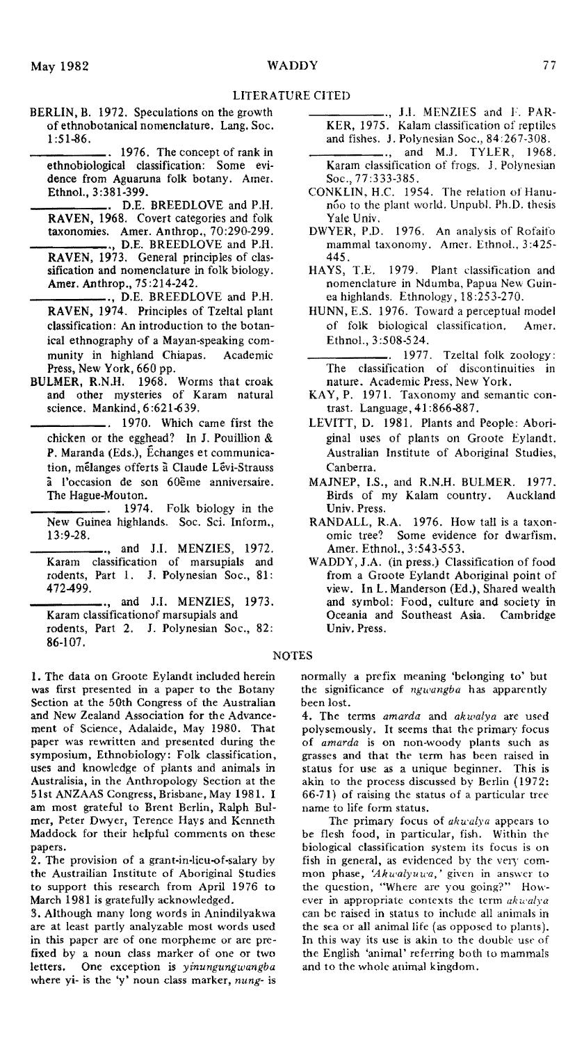## LITERATURE CITED

BERLIN, B. 1972. Speculations on the growth of ethnobotanical nomenclature. Lang. Soc. 1:51-86.

———. 1976. The concept of rank in ethnobiological classification: Some evidence from Aguaruna folk botany. Amer. Ethnol., 3:381-399.

———. D.E. BREEDLOVE and P.H. RAVEN, 1968. Covert categories and folk taxonomies. Amer. Anthrop., 70:290-299.

———., D.E. BREEDLOVE and P.H. RAVEN, 1973. General principles of classification and nomenclature in folk biology. Amer. Anthrop., 75:214-242.

———., D.E. BREEDLOVE and P.H. RAVEN, 1974. Principles of Tzeltal plant classification: An introduction to the botanical ethnography of a Mayan-speaking community in highland Chiapas. Academic Press, New York, 660 pp.

BULMER, R.N.H. 1968. Worms that croak and other mysteries of Karam natural science. Mankind, 6:621-639.

———. 1970. Which came first the chicken or the egghead? In J. Pouillion & P. Maranda (Eds.), Échanges et communication, mêlanges offerts â Claude Lêvi-Strauss â l'occasion de son 60ême anniversaire. The Hague-Mouton.

———. 1974. Folk biology in the New Guinea highlands. Soc. Sci. Inform., 13:9-28.

———., and J.I. MENZIES, 1972. Karam classification of marsupials and rodents, Part 1. J. Polynesian Soc., 81: 472-499.

———., and J.I. MENZIES, 1973. Karam classificationof marsupials and rodents, Part 2. J. Polynesian Soc., 82: 86-107.

———., J.I. MENZIES and F. PARKER, 1975. Kalam classification of reptiles and fishes. J. Polynesian Soc., 84:267-308.

———., and M.J. TYLER, 1968. Karam classification of frogs. J. Polynesian Soc., 77:333-385.

CONKLIN, H.C. 1954. The relation of Hanunóo to the plant world. Unpubl. Ph.D. thesis Yale Univ.

DWYER, P.D. 1976. An analysis of Rofaifo mammal taxonomy. Amer. Ethnol., 3:425-445.

HAYS, T.E. 1979. Plant classification and nomenclature in Ndumba, Papua New Guinea highlands. Ethnology, 18:253-270.

HUNN, E.S. 1976. Toward a perceptual model of folk biological classification. Amer. Ethnol., 3:508-524.

———. 1977. Tzeltal folk zoology: The classification of discontinuities in nature. Academic Press, New York.

KAY, P. 1971. Taxonomy and semantic contrast. Language, 41:866-887.

LEVITT, D. 1981. Plants and People: Aboriginal uses of plants on Groote Eylandt. Australian Institute of Aboriginal Studies, Canberra.

MAJNEP, I.S., and R.N.H. BULMER. 1977. Birds of my Kalam country. Auckland Univ. Press.

RANDALL, R.A. 1976. How tall is a taxonomic tree? Some evidence for dwarfism. Amer. Ethnol., 3:543-553.

WADDY, J.A. (in press.) Classification of food from a Groote Eylandt Aboriginal point of view. In L. Manderson (Ed.), Shared wealth and symbol: Food, culture and society in Oceania and Southeast Asia. Cambridge Univ. Press.

## NOTES

1. The data on Groote Eylandt included herein was first presented in a paper to the Botany Section at the 50th Congress of the Australian and New Zealand Association for the Advancement of Science, Adalaide, May 1980. That paper was rewritten and presented during the symposium, Ethnobiology: Folk classification, uses and knowledge of plants and animals in Australsia, in the Anthropology Section at the 51st ANZAAS Congress, Brisbane, May 1981. I am most grateful to Brent Berlin, Ralph Bulmer, Peter Dwyer, Terence Hays and Kenneth Maddock for their helpful comments on these papers.

2. The provision of a grant-in-lieu-of-salary by the Austrailian Institute of Aboriginal Studies to support this research from April 1976 to March 1981 is gratefully acknowledged.

3. Although many long words in Anindilyakwa are at least partly analyzable most words used in this paper are of one morpheme or are prefixed by a noun class marker of one or two letters. One exception is *yinungungwangba* where yi- is the 'y' noun class marker, *nung*- is normally a prefix meaning 'belonging to' but the significance of *ngwangba* has apparently been lost.

4. The terms *amarda* and *akwalya* are used polysemously. It seems that the primary focus of *amarda* is on non-woody plants such as grasses and that the term has been raised in status for use as a unique beginner. This is akin to the process discussed by Berlin (1972: 66-71) of raising the status of a particular tree name to life form status.

The primary focus of *akwalya* appears to be flesh food, in particular, fish. Within the biological classification system its focus is on fish in general, as evidenced by the very common phase, *'Akwalyuwa,'* given in answer to the question, "Where are you going?" However in appropriate contexts the term *akwalya* can be raised in status to include all animals in the sea or all animal life (as opposed to plants). In this way its use is akin to the double use of the English 'animal' referring both to mammals and to the whole animal kingdom.